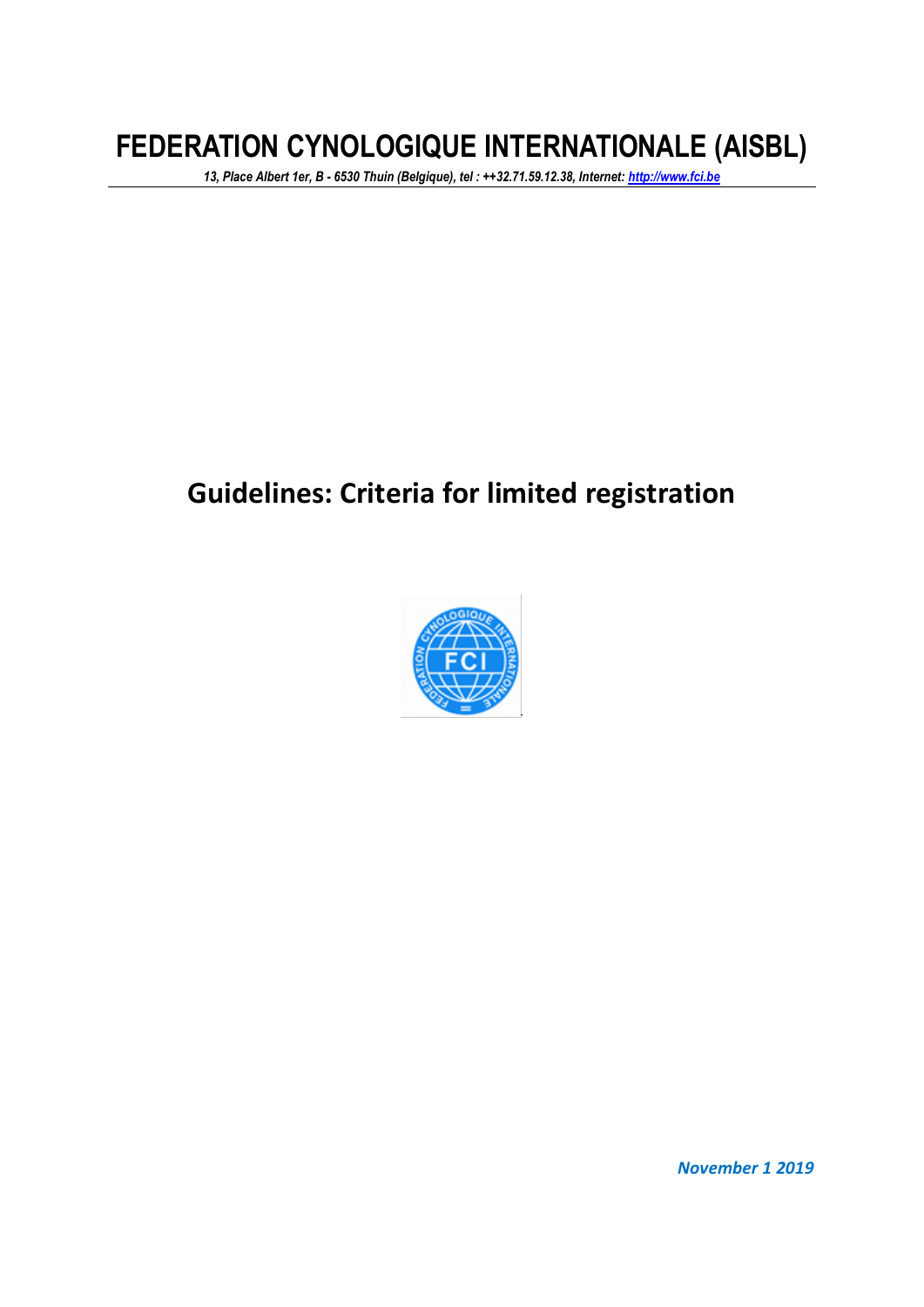# FEDERATION CYNOLOGIQUE INTERNATIONALE (AISBL)

*13, Place Albert 1er, B - 6530 Thuin (Belgique), tel : ++32.71.59.12.38, Internet: [http://www.fci.be](http://www.fci.be)*

## Guidelines: Criteria for limited registration

*November 1 2019*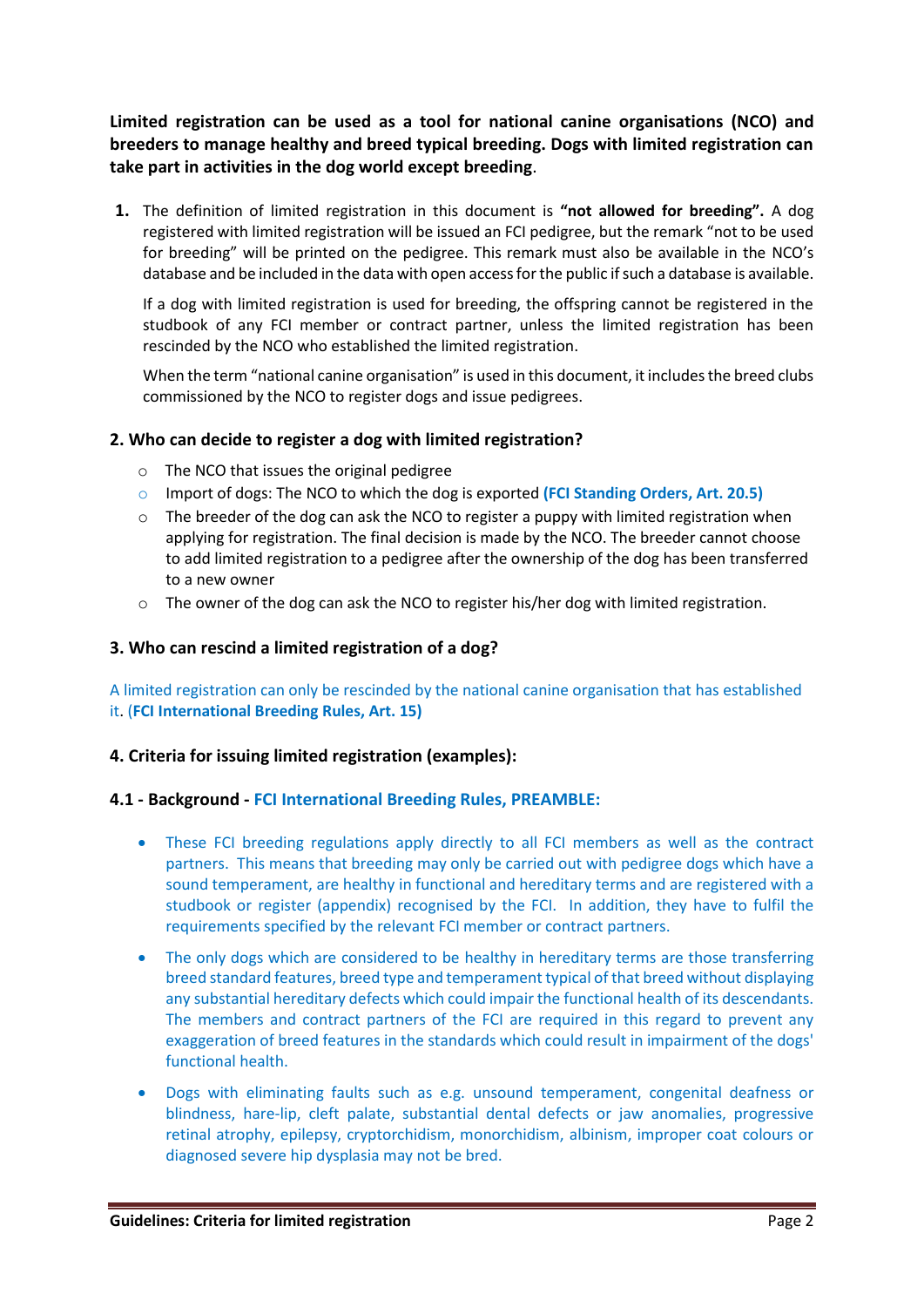**Limited registration can be used as a tool for national canine organisations (NCO) and breeders to manage healthy and breed typical breeding. Dogs with limited registration can take part in activities in the dog world except breeding**.

**1.** The definition of limited registration in this document is **"not allowed for breeding".** A dog registered with limited registration will be issued an FCI pedigree, but the remark "not to be used for breeding" will be printed on the pedigree. This remark must also be available in the NCO's database and be included in the data with open access for the public if such a database is available.

If a dog with limited registration is used for breeding, the offspring cannot be registered in the studbook of any FCI member or contract partner, unless the limited registration has been rescinded by the NCO who established the limited registration.

When the term "national canine organisation" is used in this document, it includes the breed clubs commissioned by the NCO to register dogs and issue pedigrees.

### 2. Who can decide to register a dog with limited registration?

- The NCO that issues the original pedigree
- Import of dogs: The NCO to which the dog is exported **(FCI Standing Orders, Art. 20.5)**
- The breeder of the dog can ask the NCO to register a puppy with limited registration when applying for registration. The final decision is made by the NCO. The breeder cannot choose to add limited registration to a pedigree after the ownership of the dog has been transferred to a new owner
- The owner of the dog can ask the NCO to register his/her dog with limited registration.

### 3. Who can rescind a limited registration of a dog?

A limited registration can only be rescinded by the national canine organisation that has established it. (**FCI International Breeding Rules, Art. 15)**

### 4. Criteria for issuing limited registration (examples):

### 4.1 - Background - FCI International Breeding Rules, PREAMBLE:

- These FCI breeding regulations apply directly to all FCI members as well as the contract partners. This means that breeding may only be carried out with pedigree dogs which have a sound temperament, are healthy in functional and hereditary terms and are registered with a studbook or register (appendix) recognised by the FCI. In addition, they have to fulfil the requirements specified by the relevant FCI member or contract partners.
- The only dogs which are considered to be healthy in hereditary terms are those transferring breed standard features, breed type and temperament typical of that breed without displaying any substantial hereditary defects which could impair the functional health of its descendants. The members and contract partners of the FCI are required in this regard to prevent any exaggeration of breed features in the standards which could result in impairment of the dogs' functional health.
- Dogs with eliminating faults such as e.g. unsound temperament, congenital deafness or blindness, hare-lip, cleft palate, substantial dental defects or jaw anomalies, progressive retinal atrophy, epilepsy, cryptorchidism, monorchidism, albinism, improper coat colours or diagnosed severe hip dysplasia may not be bred.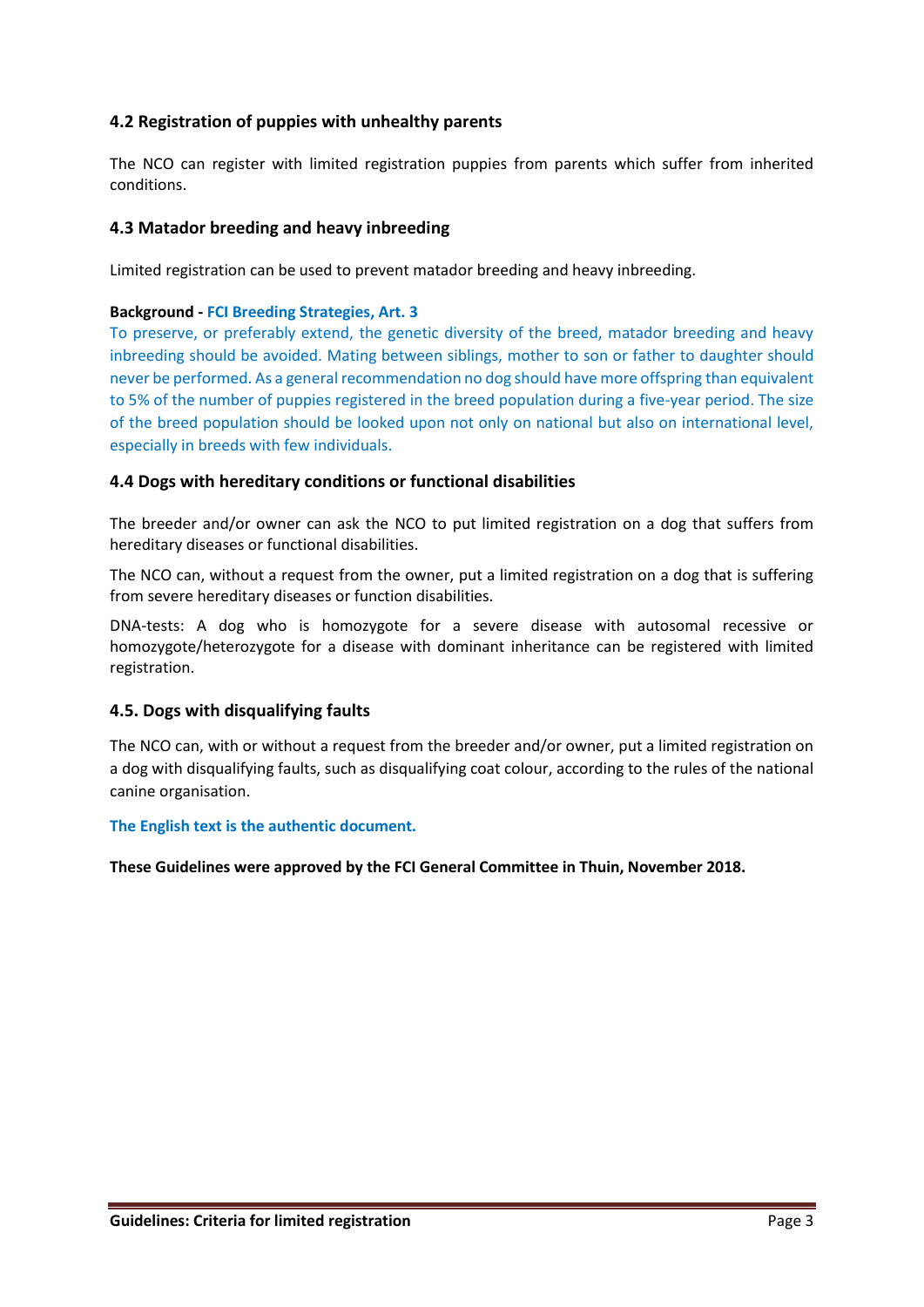### 4.2 Registration of puppies with unhealthy parents

The NCO can register with limited registration puppies from parents which suffer from inherited conditions.

### 4.3 Matador breeding and heavy inbreeding

Limited registration can be used to prevent matador breeding and heavy inbreeding.

**Background - FCI Breeding Strategies, Art. 3**

To preserve, or preferably extend, the genetic diversity of the breed, matador breeding and heavy inbreeding should be avoided. Mating between siblings, mother to son or father to daughter should never be performed. As a general recommendation no dog should have more offspring than equivalent to 5% of the number of puppies registered in the breed population during a five-year period. The size of the breed population should be looked upon not only on national but also on international level, especially in breeds with few individuals.

### 4.4 Dogs with hereditary conditions or functional disabilities

The breeder and/or owner can ask the NCO to put limited registration on a dog that suffers from hereditary diseases or functional disabilities.

The NCO can, without a request from the owner, put a limited registration on a dog that is suffering from severe hereditary diseases or function disabilities.

DNA-tests: A dog who is homozygote for a severe disease with autosomal recessive or homozygote/heterozygote for a disease with dominant inheritance can be registered with limited registration.

### 4.5. Dogs with disqualifying faults

The NCO can, with or without a request from the breeder and/or owner, put a limited registration on a dog with disqualifying faults, such as disqualifying coat colour, according to the rules of the national canine organisation.

**The English text is the authentic document.**

**These Guidelines were approved by the FCI General Committee in Thuin, November 2018.**